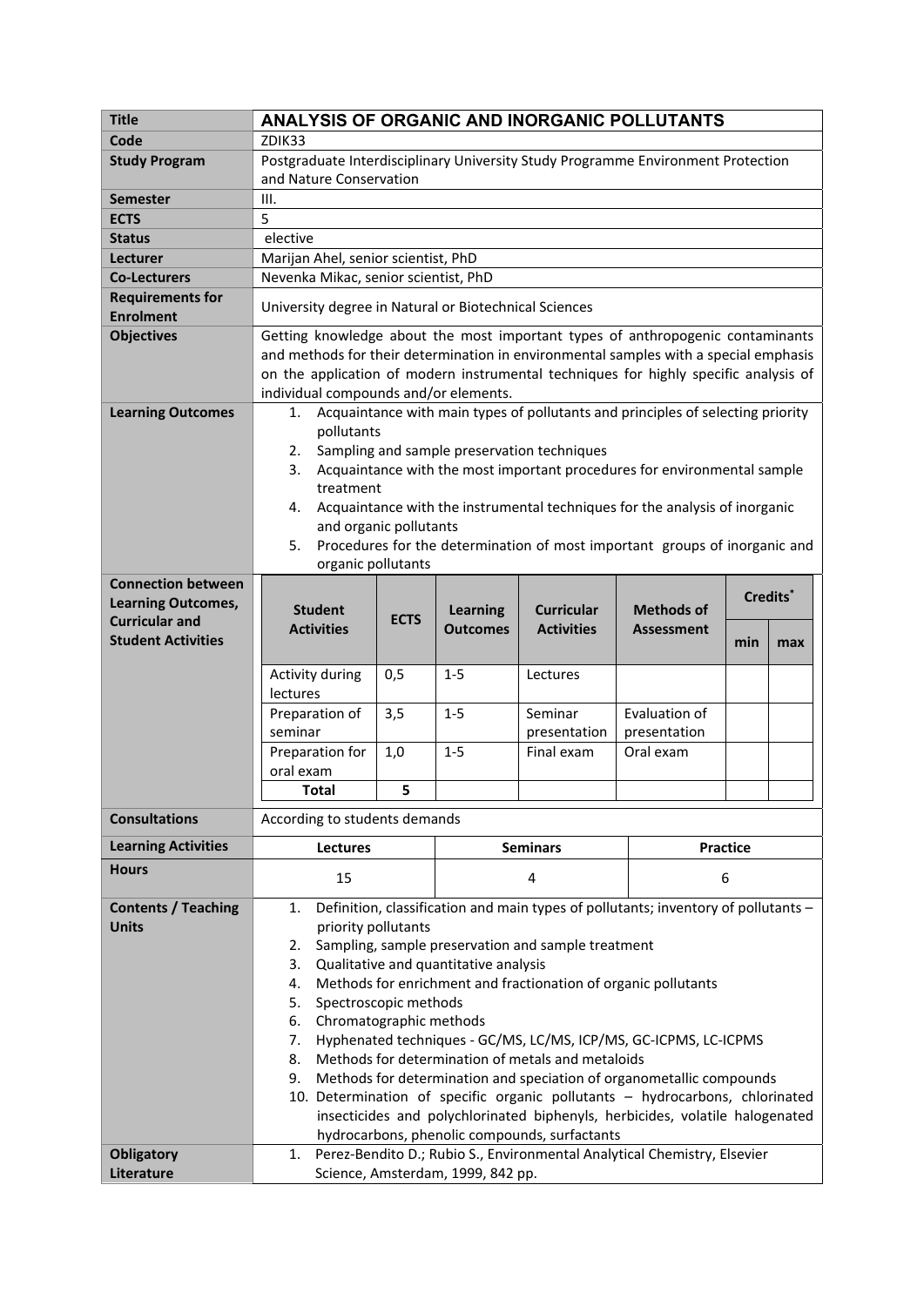| Title | ANALYSIS OF ORGANIC AND INORGANIC POLLUTANTS |
|---|---|
| Code | ZDIK33 |
| Study Program | Postgraduate Interdisciplinary University Study Programme Environment Protection and Nature Conservation |
| Semester | III. |
| ECTS | 5 |
| Status | elective |
| Lecturer | Marijan Ahel, senior scientist, PhD |
| Co-Lecturers | Nevenka Mikac, senior scientist, PhD |
| Requirements for Enrolment | University degree in Natural or Biotechnical Sciences |
| Objectives | Getting knowledge about the most important types of anthropogenic contaminants and methods for their determination in environmental samples with a special emphasis on the application of modern instrumental techniques for highly specific analysis of individual compounds and/or elements. |
| Learning Outcomes | 1. Acquaintance with main types of pollutants and principles of selecting priority pollutants<br>2. Sampling and sample preservation techniques<br>3. Acquaintance with the most important procedures for environmental sample treatment<br>4. Acquaintance with the instrumental techniques for the analysis of inorganic and organic pollutants<br>5. Procedures for the determination of most important groups of inorganic and organic pollutants |

**Connection between Learning Outcomes, Curricular and Student Activities**

| Student Activities | ECTS | Learning Outcomes | Curricular Activities | Methods of Assessment | Credits* | |
|---|---|---|---|---|---|---|
| | | | | | min | max |
| Activity during lectures | 0,5 | 1-5 | Lectures | | | |
| Preparation of seminar | 3,5 | 1-5 | Seminar presentation | Evaluation of presentation | | |
| Preparation for oral exam | 1,0 | 1-5 | Final exam | Oral exam | | |
| Total | 5 | | | | | |

| Consultations | According to students demands | | |
|---|---|---|---|
| Learning Activities | Lectures | Seminars | Practice |
| Hours | 15 | 4 | 6 |

**Contents / Teaching Units**

1. Definition, classification and main types of pollutants; inventory of pollutants – priority pollutants
2. Sampling, sample preservation and sample treatment
3. Qualitative and quantitative analysis
4. Methods for enrichment and fractionation of organic pollutants
5. Spectroscopic methods
6. Chromatographic methods
7. Hyphenated techniques - GC/MS, LC/MS, ICP/MS, GC-ICPMS, LC-ICPMS
8. Methods for determination of metals and metaloids
9. Methods for determination and speciation of organometallic compounds
10. Determination of specific organic pollutants – hydrocarbons, chlorinated insecticides and polychlorinated biphenyls, herbicides, volatile halogenated hydrocarbons, phenolic compounds, surfactants

**Obligatory Literature**

1. Perez-Bendito D.; Rubio S., Environmental Analytical Chemistry, Elsevier Science, Amsterdam, 1999, 842 pp.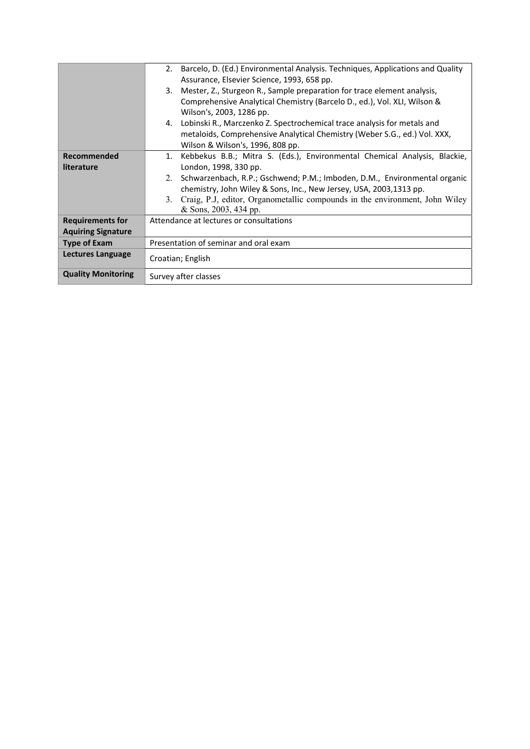| | |
|---|---|
| | 2. Barcelo, D. (Ed.) Environmental Analysis. Techniques, Applications and Quality Assurance, Elsevier Science, 1993, 658 pp.<br>3. Mester, Z., Sturgeon R., Sample preparation for trace element analysis, Comprehensive Analytical Chemistry (Barcelo D., ed.), Vol. XLI, Wilson & Wilson's, 2003, 1286 pp.<br>4. Lobinski R., Marczenko Z. Spectrochemical trace analysis for metals and metaloids, Comprehensive Analytical Chemistry (Weber S.G., ed.) Vol. XXX, Wilson & Wilson's, 1996, 808 pp. |
| **Recommended literature** | 1. Kebbekus B.B.; Mitra S. (Eds.), Environmental Chemical Analysis, Blackie, London, 1998, 330 pp.<br>2. Schwarzenbach, R.P.; Gschwend; P.M.; Imboden, D.M., Environmental organic chemistry, John Wiley & Sons, Inc., New Jersey, USA, 2003,1313 pp.<br>3. Craig, P.J, editor, Organometallic compounds in the environment, John Wiley & Sons, 2003, 434 pp. |
| **Requirements for Aquiring Signature** | Attendance at lectures or consultations |
| **Type of Exam** | Presentation of seminar and oral exam |
| **Lectures Language** | Croatian; English |
| **Quality Monitoring** | Survey after classes |